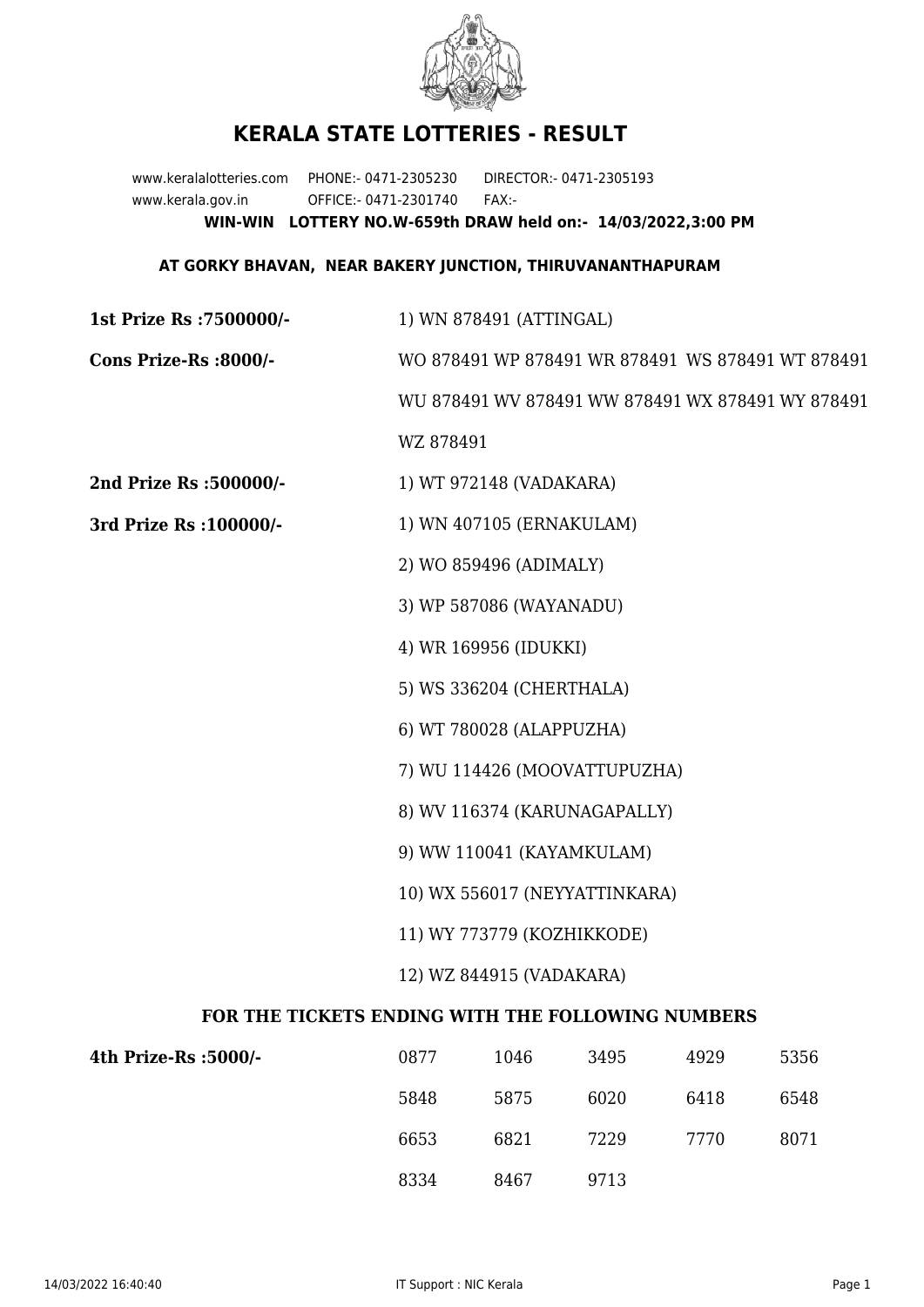# KERALA STATE LOTTERIES - RESULT

www.keralalotteries.com PHONE:- 0471-2305230 DIRECTOR:- 0471-2305193
www.kerala.gov.in OFFICE:- 0471-2301740 FAX:-

**WIN-WIN LOTTERY NO.W-659th DRAW held on:- 14/03/2022,3:00 PM**

**AT GORKY BHAVAN, NEAR BAKERY JUNCTION, THIRUVANANTHAPURAM**

**1st Prize Rs :7500000/-** 1) WN 878491 (ATTINGAL)

**Cons Prize-Rs :8000/-** WO 878491 WP 878491 WR 878491 WS 878491 WT 878491 WU 878491 WV 878491 WW 878491 WX 878491 WY 878491 WZ 878491

**2nd Prize Rs :500000/-** 1) WT 972148 (VADAKARA)

**3rd Prize Rs :100000/-**

1) WN 407105 (ERNAKULAM)
2) WO 859496 (ADIMALY)
3) WP 587086 (WAYANADU)
4) WR 169956 (IDUKKI)
5) WS 336204 (CHERTHALA)
6) WT 780028 (ALAPPUZHA)
7) WU 114426 (MOOVATTUPUZHA)
8) WV 116374 (KARUNAGAPALLY)
9) WW 110041 (KAYAMKULAM)
10) WX 556017 (NEYYATTINKARA)
11) WY 773779 (KOZHIKKODE)
12) WZ 844915 (VADAKARA)

### FOR THE TICKETS ENDING WITH THE FOLLOWING NUMBERS

**4th Prize-Rs :5000/-**

| | | | | |
|---|---|---|---|---|
| 0877 | 1046 | 3495 | 4929 | 5356 |
| 5848 | 5875 | 6020 | 6418 | 6548 |
| 6653 | 6821 | 7229 | 7770 | 8071 |
| 8334 | 8467 | 9713 | | |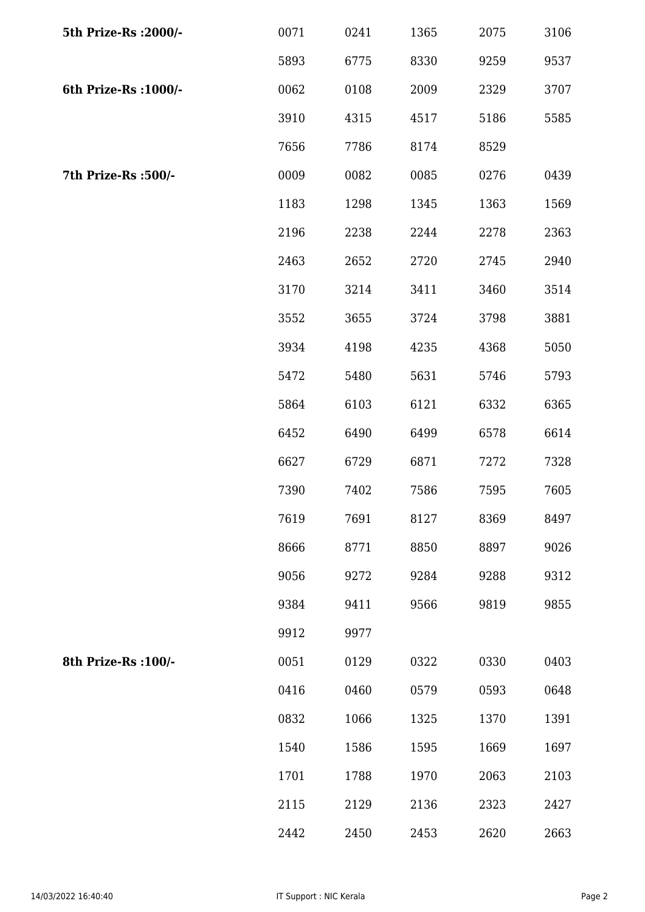| | | | | | |
|---|---|---|---|---|---|
| **5th Prize-Rs :2000/-** | 0071 | 0241 | 1365 | 2075 | 3106 |
| | 5893 | 6775 | 8330 | 9259 | 9537 |
| **6th Prize-Rs :1000/-** | 0062 | 0108 | 2009 | 2329 | 3707 |
| | 3910 | 4315 | 4517 | 5186 | 5585 |
| | 7656 | 7786 | 8174 | 8529 | |
| **7th Prize-Rs :500/-** | 0009 | 0082 | 0085 | 0276 | 0439 |
| | 1183 | 1298 | 1345 | 1363 | 1569 |
| | 2196 | 2238 | 2244 | 2278 | 2363 |
| | 2463 | 2652 | 2720 | 2745 | 2940 |
| | 3170 | 3214 | 3411 | 3460 | 3514 |
| | 3552 | 3655 | 3724 | 3798 | 3881 |
| | 3934 | 4198 | 4235 | 4368 | 5050 |
| | 5472 | 5480 | 5631 | 5746 | 5793 |
| | 5864 | 6103 | 6121 | 6332 | 6365 |
| | 6452 | 6490 | 6499 | 6578 | 6614 |
| | 6627 | 6729 | 6871 | 7272 | 7328 |
| | 7390 | 7402 | 7586 | 7595 | 7605 |
| | 7619 | 7691 | 8127 | 8369 | 8497 |
| | 8666 | 8771 | 8850 | 8897 | 9026 |
| | 9056 | 9272 | 9284 | 9288 | 9312 |
| | 9384 | 9411 | 9566 | 9819 | 9855 |
| | 9912 | 9977 | | | |
| **8th Prize-Rs :100/-** | 0051 | 0129 | 0322 | 0330 | 0403 |
| | 0416 | 0460 | 0579 | 0593 | 0648 |
| | 0832 | 1066 | 1325 | 1370 | 1391 |
| | 1540 | 1586 | 1595 | 1669 | 1697 |
| | 1701 | 1788 | 1970 | 2063 | 2103 |
| | 2115 | 2129 | 2136 | 2323 | 2427 |
| | 2442 | 2450 | 2453 | 2620 | 2663 |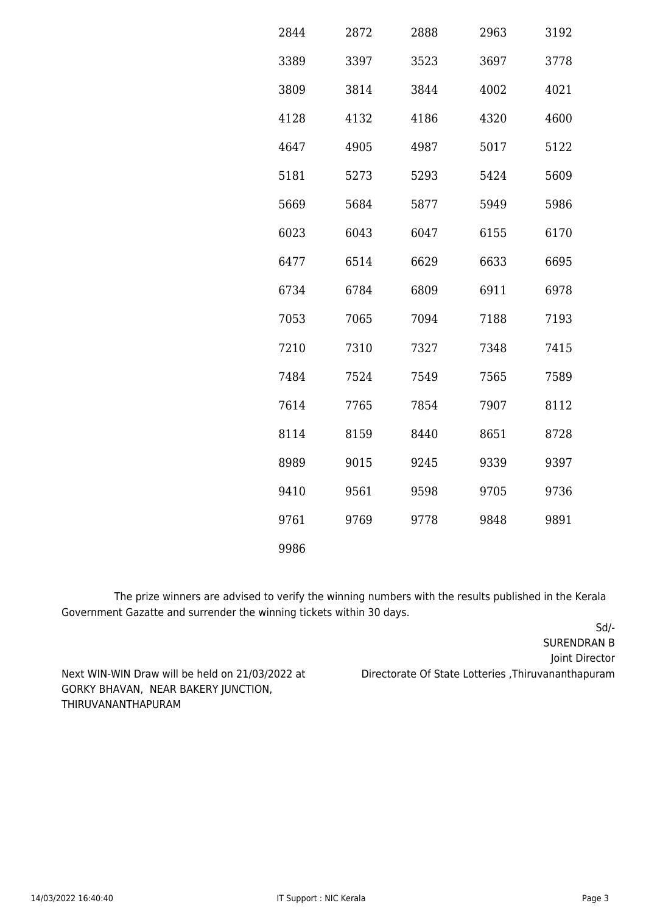| | | | | |
|---|---|---|---|---|
| 2844 | 2872 | 2888 | 2963 | 3192 |
| 3389 | 3397 | 3523 | 3697 | 3778 |
| 3809 | 3814 | 3844 | 4002 | 4021 |
| 4128 | 4132 | 4186 | 4320 | 4600 |
| 4647 | 4905 | 4987 | 5017 | 5122 |
| 5181 | 5273 | 5293 | 5424 | 5609 |
| 5669 | 5684 | 5877 | 5949 | 5986 |
| 6023 | 6043 | 6047 | 6155 | 6170 |
| 6477 | 6514 | 6629 | 6633 | 6695 |
| 6734 | 6784 | 6809 | 6911 | 6978 |
| 7053 | 7065 | 7094 | 7188 | 7193 |
| 7210 | 7310 | 7327 | 7348 | 7415 |
| 7484 | 7524 | 7549 | 7565 | 7589 |
| 7614 | 7765 | 7854 | 7907 | 8112 |
| 8114 | 8159 | 8440 | 8651 | 8728 |
| 8989 | 9015 | 9245 | 9339 | 9397 |
| 9410 | 9561 | 9598 | 9705 | 9736 |
| 9761 | 9769 | 9778 | 9848 | 9891 |
| 9986 | | | | |

The prize winners are advised to verify the winning numbers with the results published in the Kerala Government Gazatte and surrender the winning tickets within 30 days.

Sd/-
SURENDRAN B
Joint Director
Directorate Of State Lotteries ,Thiruvananthapuram

Next WIN-WIN Draw will be held on 21/03/2022 at GORKY BHAVAN, NEAR BAKERY JUNCTION, THIRUVANANTHAPURAM